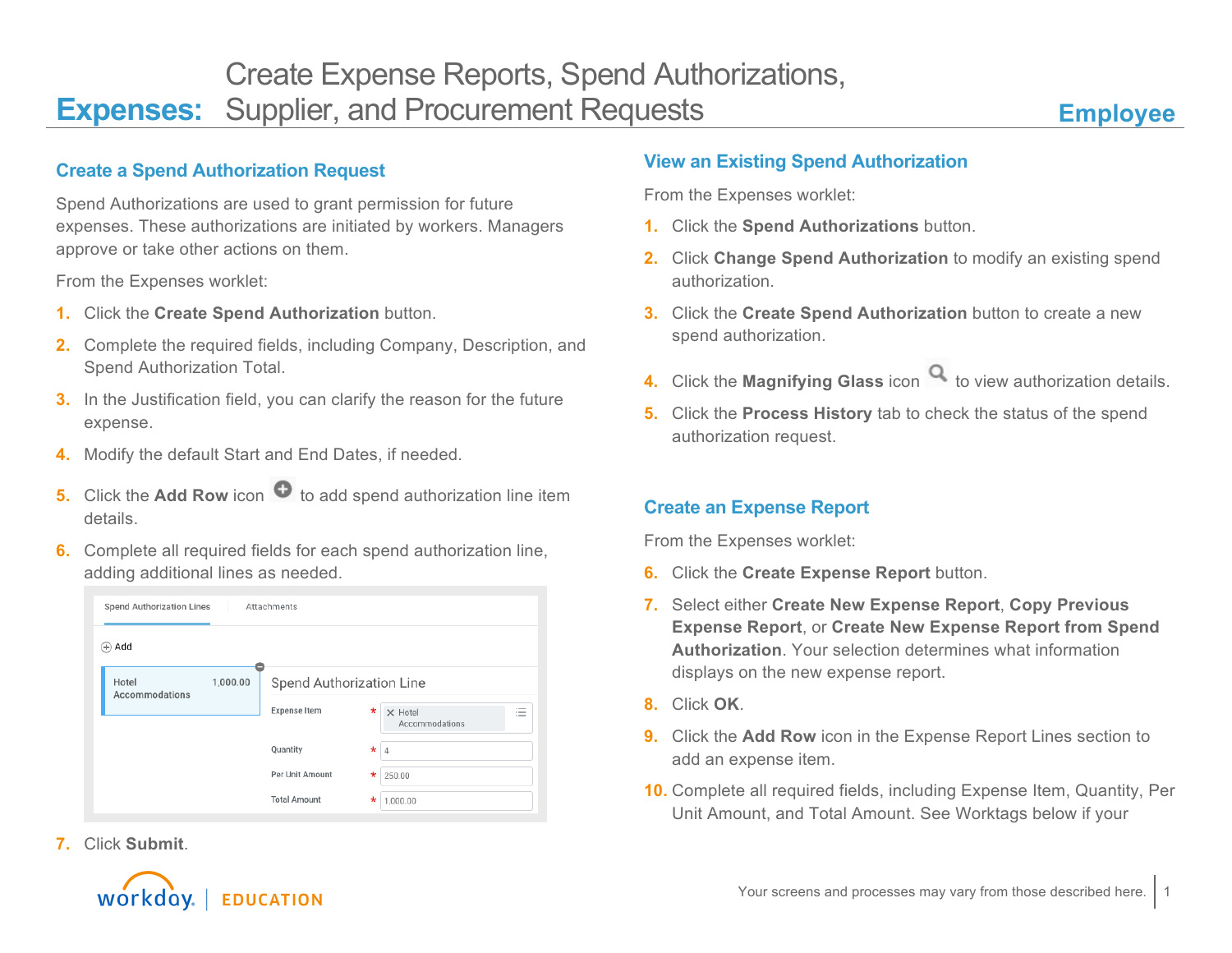# Expenses: Create Expense Reports, Spend Authorizations, Supplier, and Procurement Requests

**Employee**

## Create a Spend Authorization Request

Spend Authorizations are used to grant permission for future expenses. These authorizations are initiated by workers. Managers approve or take other actions on them.

From the Expenses worklet:

1. Click the **Create Spend Authorization** button.
2. Complete the required fields, including Company, Description, and Spend Authorization Total.
3. In the Justification field, you can clarify the reason for the future expense.
4. Modify the default Start and End Dates, if needed.
5. Click the **Add Row** icon to add spend authorization line item details.
6. Complete all required fields for each spend authorization line, adding additional lines as needed.
7. Click **Submit**.

## View an Existing Spend Authorization

From the Expenses worklet:

1. Click the **Spend Authorizations** button.
2. Click **Change Spend Authorization** to modify an existing spend authorization.
3. Click the **Create Spend Authorization** button to create a new spend authorization.
4. Click the **Magnifying Glass** icon to view authorization details.
5. Click the **Process History** tab to check the status of the spend authorization request.

## Create an Expense Report

From the Expenses worklet:

6. Click the **Create Expense Report** button.
7. Select either **Create New Expense Report**, **Copy Previous Expense Report**, or **Create New Expense Report from Spend Authorization**. Your selection determines what information displays on the new expense report.
8. Click **OK**.
9. Click the **Add Row** icon in the Expense Report Lines section to add an expense item.
10. Complete all required fields, including Expense Item, Quantity, Per Unit Amount, and Total Amount. See Worktags below if your

Your screens and processes may vary from those described here.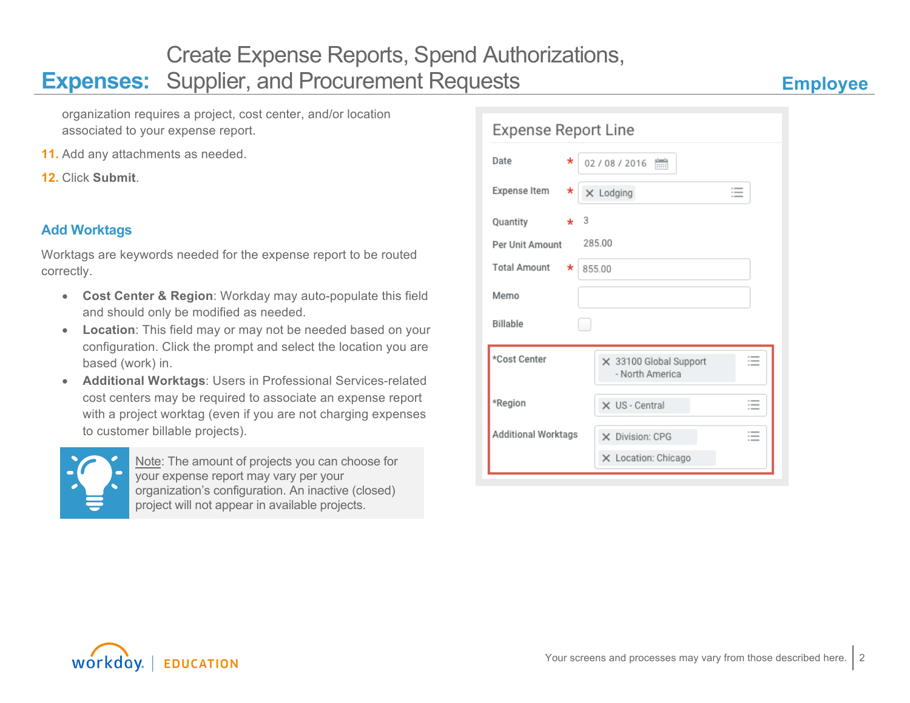organization requires a project, cost center, and/or location associated to your expense report.

11. Add any attachments as needed.

12. Click **Submit**.

### Add Worktags

Worktags are keywords needed for the expense report to be routed correctly.

- **Cost Center & Region**: Workday may auto-populate this field and should only be modified as needed.
- **Location**: This field may or may not be needed based on your configuration. Click the prompt and select the location you are based (work) in.
- **Additional Worktags**: Users in Professional Services-related cost centers may be required to associate an expense report with a project worktag (even if you are not charging expenses to customer billable projects).

Note: The amount of projects you can choose for your expense report may vary per your organization's configuration. An inactive (closed) project will not appear in available projects.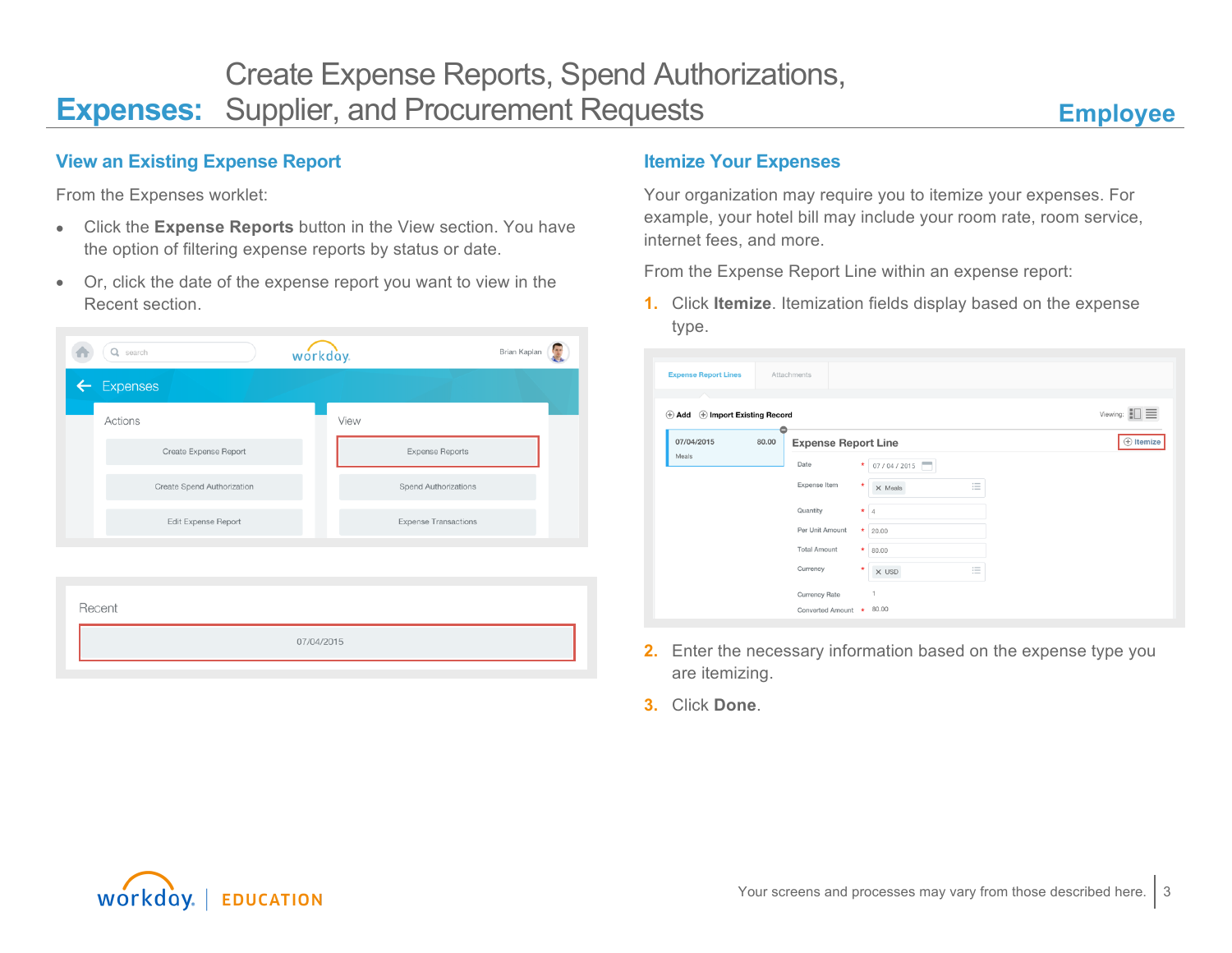# Expenses: Create Expense Reports, Spend Authorizations, Supplier, and Procurement Requests

## View an Existing Expense Report

From the Expenses worklet:

- Click the **Expense Reports** button in the View section. You have the option of filtering expense reports by status or date.
- Or, click the date of the expense report you want to view in the Recent section.

## Itemize Your Expenses

Your organization may require you to itemize your expenses. For example, your hotel bill may include your room rate, room service, internet fees, and more.

From the Expense Report Line within an expense report:

1. Click **Itemize**. Itemization fields display based on the expense type.
2. Enter the necessary information based on the expense type you are itemizing.
3. Click **Done**.

Your screens and processes may vary from those described here.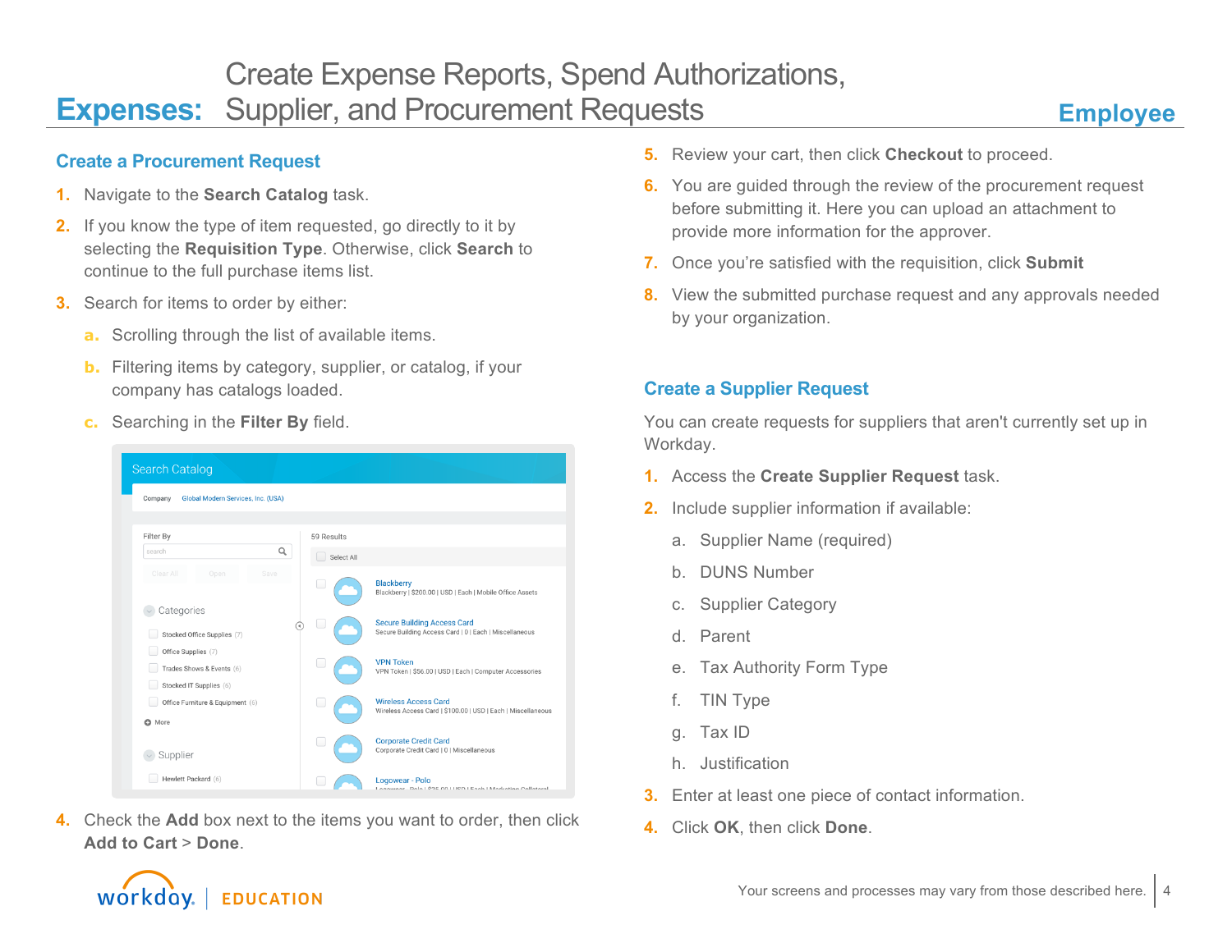# Expenses: Create Expense Reports, Spend Authorizations, Supplier, and Procurement Requests

## Create a Procurement Request

1. Navigate to the **Search Catalog** task.
2. If you know the type of item requested, go directly to it by selecting the **Requisition Type**. Otherwise, click **Search** to continue to the full purchase items list.
3. Search for items to order by either:
   a. Scrolling through the list of available items.
   b. Filtering items by category, supplier, or catalog, if your company has catalogs loaded.
   c. Searching in the **Filter By** field.
4. Check the **Add** box next to the items you want to order, then click **Add to Cart** > **Done**.
5. Review your cart, then click **Checkout** to proceed.
6. You are guided through the review of the procurement request before submitting it. Here you can upload an attachment to provide more information for the approver.
7. Once you're satisfied with the requisition, click **Submit**
8. View the submitted purchase request and any approvals needed by your organization.

## Create a Supplier Request

You can create requests for suppliers that aren't currently set up in Workday.

1. Access the **Create Supplier Request** task.
2. Include supplier information if available:
   a. Supplier Name (required)
   b. DUNS Number
   c. Supplier Category
   d. Parent
   e. Tax Authority Form Type
   f. TIN Type
   g. Tax ID
   h. Justification
3. Enter at least one piece of contact information.
4. Click **OK**, then click **Done**.

Your screens and processes may vary from those described here.